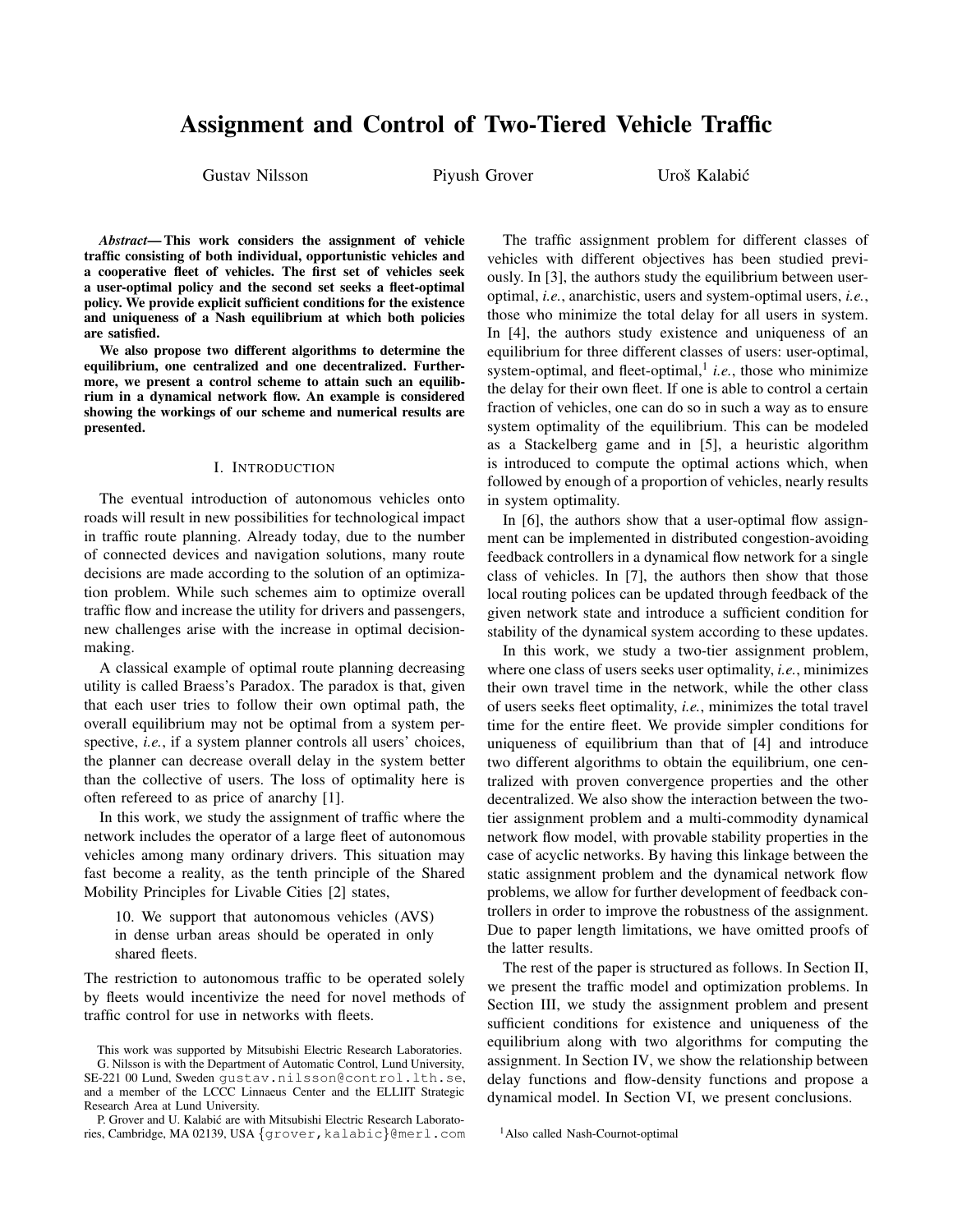# Assignment and Control of Two-Tiered Vehicle Traffic

Gustav Nilsson  Piyush Grover  Uroš Kalabić

***Abstract*— This work considers the assignment of vehicle traffic consisting of both individual, opportunistic vehicles and a cooperative fleet of vehicles. The first set of vehicles seek a user-optimal policy and the second set seeks a fleet-optimal policy. We provide explicit sufficient conditions for the existence and uniqueness of a Nash equilibrium at which both policies are satisfied.**

**We also propose two different algorithms to determine the equilibrium, one centralized and one decentralized. Furthermore, we present a control scheme to attain such an equilibrium in a dynamical network flow. An example is considered showing the workings of our scheme and numerical results are presented.**

## I. Introduction

The eventual introduction of autonomous vehicles onto roads will result in new possibilities for technological impact in traffic route planning. Already today, due to the number of connected devices and navigation solutions, many route decisions are made according to the solution of an optimization problem. While such schemes aim to optimize overall traffic flow and increase the utility for drivers and passengers, new challenges arise with the increase in optimal decision-making.

A classical example of optimal route planning decreasing utility is called Braess's Paradox. The paradox is that, given that each user tries to follow their own optimal path, the overall equilibrium may not be optimal from a system perspective, *i.e.*, if a system planner controls all users' choices, the planner can decrease overall delay in the system better than the collective of users. The loss of optimality here is often refereed to as price of anarchy [1].

In this work, we study the assignment of traffic where the network includes the operator of a large fleet of autonomous vehicles among many ordinary drivers. This situation may fast become a reality, as the tenth principle of the Shared Mobility Principles for Livable Cities [2] states,

> 10. We support that autonomous vehicles (AVS) in dense urban areas should be operated in only shared fleets.

The restriction to autonomous traffic to be operated solely by fleets would incentivize the need for novel methods of traffic control for use in networks with fleets.

The traffic assignment problem for different classes of vehicles with different objectives has been studied previously. In [3], the authors study the equilibrium between user-optimal, *i.e.*, anarchistic, users and system-optimal users, *i.e.*, those who minimize the total delay for all users in system. In [4], the authors study existence and uniqueness of an equilibrium for three different classes of users: user-optimal, system-optimal, and fleet-optimal,[1] *i.e.*, those who minimize the delay for their own fleet. If one is able to control a certain fraction of vehicles, one can do so in such a way as to ensure system optimality of the equilibrium. This can be modeled as a Stackelberg game and in [5], a heuristic algorithm is introduced to compute the optimal actions which, when followed by enough of a proportion of vehicles, nearly results in system optimality.

In [6], the authors show that a user-optimal flow assignment can be implemented in distributed congestion-avoiding feedback controllers in a dynamical flow network for a single class of vehicles. In [7], the authors then show that those local routing polices can be updated through feedback of the given network state and introduce a sufficient condition for stability of the dynamical system according to these updates.

In this work, we study a two-tier assignment problem, where one class of users seeks user optimality, *i.e.*, minimizes their own travel time in the network, while the other class of users seeks fleet optimality, *i.e.*, minimizes the total travel time for the entire fleet. We provide simpler conditions for uniqueness of equilibrium than that of [4] and introduce two different algorithms to obtain the equilibrium, one centralized with proven convergence properties and the other decentralized. We also show the interaction between the two-tier assignment problem and a multi-commodity dynamical network flow model, with provable stability properties in the case of acyclic networks. By having this linkage between the static assignment problem and the dynamical network flow problems, we allow for further development of feedback controllers in order to improve the robustness of the assignment. Due to paper length limitations, we have omitted proofs of the latter results.

The rest of the paper is structured as follows. In Section II, we present the traffic model and optimization problems. In Section III, we study the assignment problem and present sufficient conditions for existence and uniqueness of the equilibrium along with two algorithms for computing the assignment. In Section IV, we show the relationship between delay functions and flow-density functions and propose a dynamical model. In Section VI, we present conclusions.

This work was supported by Mitsubishi Electric Research Laboratories.

G. Nilsson is with the Department of Automatic Control, Lund University, SE-221 00 Lund, Sweden gustav.nilsson@control.lth.se, and a member of the LCCC Linnaeus Center and the ELLIIT Strategic Research Area at Lund University.

P. Grover and U. Kalabić are with Mitsubishi Electric Research Laboratories, Cambridge, MA 02139, USA {grover,kalabic}@merl.com

[1] Also called Nash-Cournot-optimal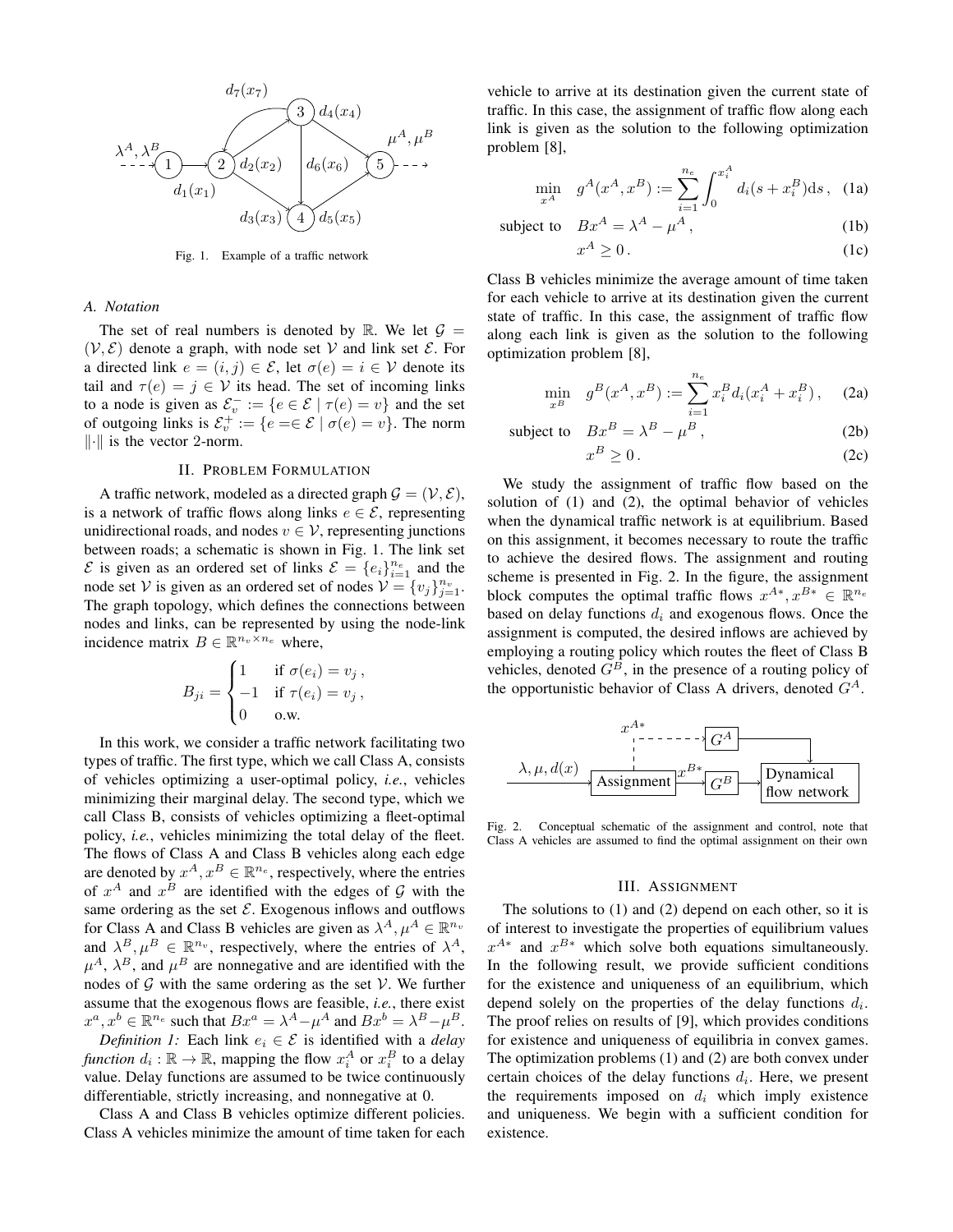Fig. 1. Example of a traffic network

### A. Notation

The set of real numbers is denoted by $\mathbb{R}$. We let $\mathcal{G} = (\mathcal{V}, \mathcal{E})$ denote a graph, with node set $\mathcal{V}$ and link set $\mathcal{E}$. For a directed link $e = (i, j) \in \mathcal{E}$, let $\sigma(e) = i \in \mathcal{V}$ denote its tail and $\tau(e) = j \in \mathcal{V}$ its head. The set of incoming links to a node is given as $\mathcal{E}_v^- := \{e \in \mathcal{E} \mid \tau(e) = v\}$ and the set of outgoing links is $\mathcal{E}_v^+ := \{e = \in \mathcal{E} \mid \sigma(e) = v\}$. The norm $\|\cdot\|$ is the vector 2-norm.

## II. Problem Formulation

A traffic network, modeled as a directed graph $\mathcal{G} = (\mathcal{V}, \mathcal{E})$, is a network of traffic flows along links $e \in \mathcal{E}$, representing unidirectional roads, and nodes $v \in \mathcal{V}$, representing junctions between roads; a schematic is shown in Fig. 1. The link set $\mathcal{E}$ is given as an ordered set of links $\mathcal{E} = \{e_i\}_{i=1}^{n_e}$ and the node set $\mathcal{V}$ is given as an ordered set of nodes $\mathcal{V} = \{v_j\}_{j=1}^{n_v}$. The graph topology, which defines the connections between nodes and links, can be represented by using the node-link incidence matrix $B \in \mathbb{R}^{n_v \times n_e}$ where,

$$B_{ji} = \begin{cases} 1 & \text{if } \sigma(e_i) = v_j\,, \\ -1 & \text{if } \tau(e_i) = v_j\,, \\ 0 & \text{o.w.} \end{cases}$$

In this work, we consider a traffic network facilitating two types of traffic. The first type, which we call Class A, consists of vehicles optimizing a user-optimal policy, *i.e.*, vehicles minimizing their marginal delay. The second type, which we call Class B, consists of vehicles optimizing a fleet-optimal policy, *i.e.*, vehicles minimizing the total delay of the fleet. The flows of Class A and Class B vehicles along each edge are denoted by $x^A, x^B \in \mathbb{R}^{n_e}$, respectively, where the entries of $x^A$ and $x^B$ are identified with the edges of $\mathcal{G}$ with the same ordering as the set $\mathcal{E}$. Exogenous inflows and outflows for Class A and Class B vehicles are given as $\lambda^A, \mu^A \in \mathbb{R}^{n_v}$ and $\lambda^B, \mu^B \in \mathbb{R}^{n_v}$, respectively, where the entries of $\lambda^A$, $\mu^A$, $\lambda^B$, and $\mu^B$ are nonnegative and are identified with the nodes of $\mathcal{G}$ with the same ordering as the set $\mathcal{V}$. We further assume that the exogenous flows are feasible, *i.e.*, there exist $x^a, x^b \in \mathbb{R}^{n_e}$ such that $Bx^a = \lambda^A - \mu^A$ and $Bx^b = \lambda^B - \mu^B$.

*Definition 1:* Each link $e_i \in \mathcal{E}$ is identified with a *delay function* $d_i : \mathbb{R} \to \mathbb{R}$, mapping the flow $x_i^A$ or $x_i^B$ to a delay value. Delay functions are assumed to be twice continuously differentiable, strictly increasing, and nonnegative at 0.

Class A and Class B vehicles optimize different policies. Class A vehicles minimize the amount of time taken for each vehicle to arrive at its destination given the current state of traffic. In this case, the assignment of traffic flow along each link is given as the solution to the following optimization problem [8],

$$\min_{x^A} \quad g^A(x^A, x^B) := \sum_{i=1}^{n_e} \int_0^{x_i^A} d_i(s + x_i^B)\mathrm{d}s\,, \quad \text{(1a)}$$

$$\text{subject to} \quad Bx^A = \lambda^A - \mu^A\,, \quad \text{(1b)}$$

$$x^A \geq 0\,. \quad \text{(1c)}$$

Class B vehicles minimize the average amount of time taken for each vehicle to arrive at its destination given the current state of traffic. In this case, the assignment of traffic flow along each link is given as the solution to the following optimization problem [8],

$$\min_{x^B} \quad g^B(x^A, x^B) := \sum_{i=1}^{n_e} x_i^B d_i(x_i^A + x_i^B)\,, \quad \text{(2a)}$$

$$\text{subject to} \quad Bx^B = \lambda^B - \mu^B\,, \quad \text{(2b)}$$

$$x^B \geq 0\,. \quad \text{(2c)}$$

We study the assignment of traffic flow based on the solution of (1) and (2), the optimal behavior of vehicles when the dynamical traffic network is at equilibrium. Based on this assignment, it becomes necessary to route the traffic to achieve the desired flows. The assignment and routing scheme is presented in Fig. 2. In the figure, the assignment block computes the optimal traffic flows $x^{A*}, x^{B*} \in \mathbb{R}^{n_e}$ based on delay functions $d_i$ and exogenous flows. Once the assignment is computed, the desired inflows are achieved by employing a routing policy which routes the fleet of Class B vehicles, denoted $G^B$, in the presence of a routing policy of the opportunistic behavior of Class A drivers, denoted $G^A$.

Fig. 2. Conceptual schematic of the assignment and control, note that Class A vehicles are assumed to find the optimal assignment on their own

## III. Assignment

The solutions to (1) and (2) depend on each other, so it is of interest to investigate the properties of equilibrium values $x^{A*}$ and $x^{B*}$ which solve both equations simultaneously. In the following result, we provide sufficient conditions for the existence and uniqueness of an equilibrium, which depend solely on the properties of the delay functions $d_i$. The proof relies on results of [9], which provides conditions for existence and uniqueness of equilibria in convex games. The optimization problems (1) and (2) are both convex under certain choices of the delay functions $d_i$. Here, we present the requirements imposed on $d_i$ which imply existence and uniqueness. We begin with a sufficient condition for existence.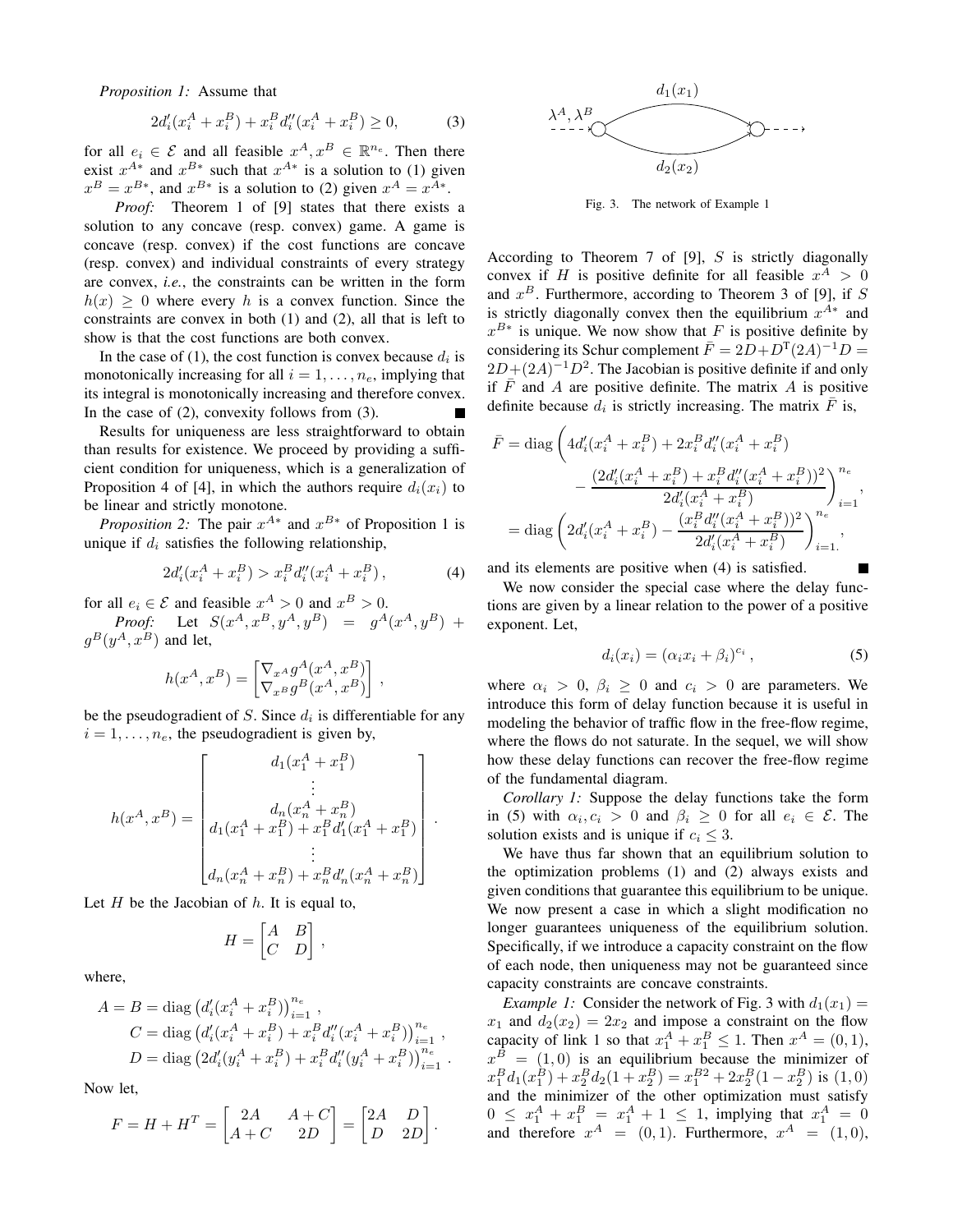*Proposition 1:* Assume that

$$2d_i'(x_i^A + x_i^B) + x_i^B d_i''(x_i^A + x_i^B) \geq 0, \tag{3}$$

for all $e_i \in \mathcal{E}$ and all feasible $x^A, x^B \in \mathbb{R}^{n_e}$. Then there exist $x^{A*}$ and $x^{B*}$ such that $x^{A*}$ is a solution to (1) given $x^B = x^{B*}$, and $x^{B*}$ is a solution to (2) given $x^A = x^{A*}$.

*Proof:* Theorem 1 of [9] states that there exists a solution to any concave (resp. convex) game. A game is concave (resp. convex) if the cost functions are concave (resp. convex) and individual constraints of every strategy are convex, *i.e.*, the constraints can be written in the form $h(x) \geq 0$ where every $h$ is a convex function. Since the constraints are convex in both (1) and (2), all that is left to show is that the cost functions are both convex.

In the case of (1), the cost function is convex because $d_i$ is monotonically increasing for all $i = 1, \ldots, n_e$, implying that its integral is monotonically increasing and therefore convex. In the case of (2), convexity follows from (3). ∎

Results for uniqueness are less straightforward to obtain than results for existence. We proceed by providing a sufficient condition for uniqueness, which is a generalization of Proposition 4 of [4], in which the authors require $d_i(x_i)$ to be linear and strictly monotone.

*Proposition 2:* The pair $x^{A*}$ and $x^{B*}$ of Proposition 1 is unique if $d_i$ satisfies the following relationship,

$$2d_i'(x_i^A + x_i^B) > x_i^B d_i''(x_i^A + x_i^B), \tag{4}$$

for all $e_i \in \mathcal{E}$ and feasible $x^A > 0$ and $x^B > 0$.

*Proof:* Let $S(x^A, x^B, y^A, y^B) = g^A(x^A, y^B) + g^B(y^A, x^B)$ and let,

$$h(x^A, x^B) = \begin{bmatrix} \nabla_{x^A} g^A(x^A, x^B) \\ \nabla_{x^B} g^B(x^A, x^B) \end{bmatrix},$$

be the pseudogradient of $S$. Since $d_i$ is differentiable for any $i = 1, \ldots, n_e$, the pseudogradient is given by,

$$h(x^A, x^B) = \begin{bmatrix} d_1(x_1^A + x_1^B) \\ \vdots \\ d_n(x_n^A + x_n^B) \\ d_1(x_1^A + x_1^B) + x_1^B d_1'(x_1^A + x_1^B) \\ \vdots \\ d_n(x_n^A + x_n^B) + x_n^B d_n'(x_n^A + x_n^B) \end{bmatrix}.$$

Let $H$ be the Jacobian of $h$. It is equal to,

$$H = \begin{bmatrix} A & B \\ C & D \end{bmatrix},$$

where,

$$\begin{aligned}
A = B &= \operatorname{diag}\left(d_i'(x_i^A + x_i^B)\right)_{i=1}^{n_e}, \\
C &= \operatorname{diag}\left(d_i'(x_i^A + x_i^B) + x_i^B d_i''(x_i^A + x_i^B)\right)_{i=1}^{n_e}, \\
D &= \operatorname{diag}\left(2d_i'(y_i^A + x_i^B) + x_i^B d_i''(y_i^A + x_i^B)\right)_{i=1}^{n_e}.
\end{aligned}$$

Now let,

$$F = H + H^T = \begin{bmatrix} 2A & A + C \\ A + C & 2D \end{bmatrix} = \begin{bmatrix} 2A & D \\ D & 2D \end{bmatrix}.$$

Fig. 3. The network of Example 1

According to Theorem 7 of [9], $S$ is strictly diagonally convex if $H$ is positive definite for all feasible $x^A > 0$ and $x^B$. Furthermore, according to Theorem 3 of [9], if $S$ is strictly diagonally convex then the equilibrium $x^{A*}$ and $x^{B*}$ is unique. We now show that $F$ is positive definite by considering its Schur complement $\bar{F} = 2D + D^{\mathrm{T}}(2A)^{-1}D = 2D + (2A)^{-1}D^2$. The Jacobian is positive definite if and only if $\bar{F}$ and $A$ are positive definite. The matrix $A$ is positive definite because $d_i$ is strictly increasing. The matrix $\bar{F}$ is,

$$\begin{aligned}
\bar{F} &= \operatorname{diag}\Bigg(4d_i'(x_i^A + x_i^B) + 2x_i^B d_i''(x_i^A + x_i^B) \\
&\qquad - \frac{(2d_i'(x_i^A + x_i^B) + x_i^B d_i''(x_i^A + x_i^B))^2}{2d_i'(x_i^A + x_i^B)}\Bigg)_{i=1}^{n_e}, \\
&= \operatorname{diag}\left(2d_i'(x_i^A + x_i^B) - \frac{(x_i^B d_i''(x_i^A + x_i^B))^2}{2d_i'(x_i^A + x_i^B)}\right)_{i=1}^{n_e},
\end{aligned}$$

and its elements are positive when (4) is satisfied. ∎

We now consider the special case where the delay functions are given by a linear relation to the power of a positive exponent. Let,

$$d_i(x_i) = (\alpha_i x_i + \beta_i)^{c_i}, \tag{5}$$

where $\alpha_i > 0$, $\beta_i \geq 0$ and $c_i > 0$ are parameters. We introduce this form of delay function because it is useful in modeling the behavior of traffic flow in the free-flow regime, where the flows do not saturate. In the sequel, we will show how these delay functions can recover the free-flow regime of the fundamental diagram.

*Corollary 1:* Suppose the delay functions take the form in (5) with $\alpha_i, c_i > 0$ and $\beta_i \geq 0$ for all $e_i \in \mathcal{E}$. The solution exists and is unique if $c_i \leq 3$.

We have thus far shown that an equilibrium solution to the optimization problems (1) and (2) always exists and given conditions that guarantee this equilibrium to be unique. We now present a case in which a slight modification no longer guarantees uniqueness of the equilibrium solution. Specifically, if we introduce a capacity constraint on the flow of each node, then uniqueness may not be guaranteed since capacity constraints are concave constraints.

*Example 1:* Consider the network of Fig. 3 with $d_1(x_1) = x_1$ and $d_2(x_2) = 2x_2$ and impose a constraint on the flow capacity of link 1 so that $x_1^A + x_1^B \leq 1$. Then $x^A = (0, 1)$, $x^B = (1, 0)$ is an equilibrium because the minimizer of $x_1^B d_1(x_1^B) + x_2^B d_2(1 + x_2^B) = x_1^{B2} + 2x_2^B(1 - x_2^B)$ is $(1, 0)$ and the minimizer of the other optimization must satisfy $0 \leq x_1^A + x_1^B = x_1^A + 1 \leq 1$, implying that $x_1^A = 0$ and therefore $x^A = (0, 1)$. Furthermore, $x^A = (1, 0)$,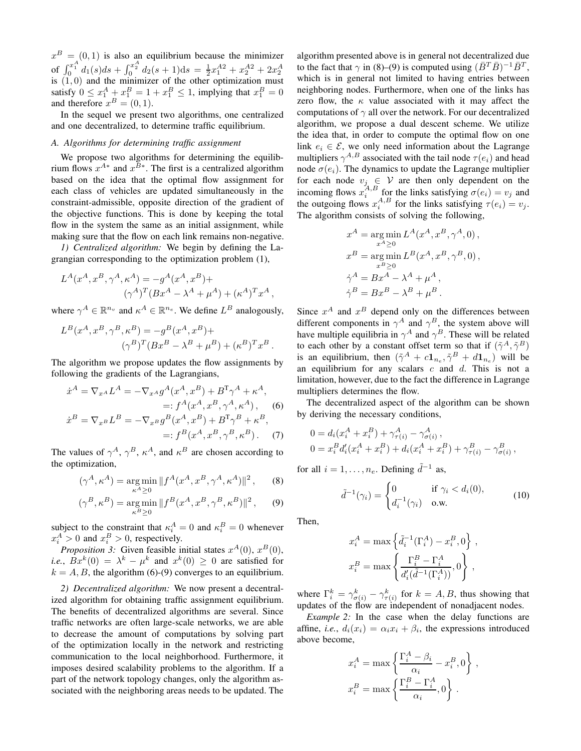$x^B = (0, 1)$ is also an equilibrium because the minimizer of $\int_0^{x_1^A} d_1(s)ds + \int_0^{x_2^A} d_2(s+1)\mathrm{d}s = \frac{1}{2}x_1^{A2} + x_2^{A2} + 2x_2^A$ is $(1, 0)$ and the minimizer of the other optimization must satisfy $0 \le x_1^A + x_1^B = 1 + x_1^B \le 1$, implying that $x_1^B = 0$ and therefore $x^B = (0, 1)$.

In the sequel we present two algorithms, one centralized and one decentralized, to determine traffic equilibrium.

### A. Algorithms for determining traffic assignment

We propose two algorithms for determining the equilibrium flows $x^{A*}$ and $x^{B*}$. The first is a centralized algorithm based on the idea that the optimal flow assignment for each class of vehicles are updated simultaneously in the constraint-admissible, opposite direction of the gradient of the objective functions. This is done by keeping the total flow in the system the same as an initial assignment, while making sure that the flow on each link remains non-negative.

*1) Centralized algorithm:* We begin by defining the Lagrangian corresponding to the optimization problem (1),

$$L^A(x^A, x^B, \gamma^A, \kappa^A) = -g^A(x^A, x^B) + (\gamma^A)^T(Bx^A - \lambda^A + \mu^A) + (\kappa^A)^T x^A ,$$

where $\gamma^A \in \mathbb{R}^{n_v}$ and $\kappa^A \in \mathbb{R}^{n_e}$. We define $L^B$ analogously,

$$L^B(x^A, x^B, \gamma^B, \kappa^B) = -g^B(x^A, x^B) + (\gamma^B)^T(Bx^B - \lambda^B + \mu^B) + (\kappa^B)^T x^B .$$

The algorithm we propose updates the flow assignments by following the gradients of the Lagrangians,

$$\dot{x}^A = \nabla_{x^A} L^A = -\nabla_{x^A} g^A(x^A, x^B) + B^{\mathrm{T}}\gamma^A + \kappa^A, \\ =: f^A(x^A, x^B, \gamma^A, \kappa^A) , \quad (6)$$

$$\dot{x}^B = \nabla_{x^B} L^B = -\nabla_{x^B} g^B(x^A, x^B) + B^{\mathrm{T}}\gamma^B + \kappa^B, \\ =: f^B(x^A, x^B, \gamma^B, \kappa^B) . \quad (7)$$

The values of $\gamma^A$, $\gamma^B$, $\kappa^A$, and $\kappa^B$ are chosen according to the optimization,

$$(\gamma^A, \kappa^A) = \operatorname*{arg\,min}_{\kappa^A \ge 0} \|f^A(x^A, x^B, \gamma^A, \kappa^A)\|^2 , \quad (8)$$

$$(\gamma^B, \kappa^B) = \operatorname*{arg\,min}_{\kappa^B \ge 0} \|f^B(x^A, x^B, \gamma^B, \kappa^B)\|^2 , \quad (9)$$

subject to the constraint that $\kappa_i^A = 0$ and $\kappa_i^B = 0$ whenever $x_i^A > 0$ and $x_i^B > 0$, respectively.

*Proposition 3:* Given feasible initial states $x^A(0)$, $x^B(0)$, *i.e.*, $Bx^k(0) = \lambda^k - \mu^k$ and $x^k(0) \ge 0$ are satisfied for $k = A, B$, the algorithm (6)-(9) converges to an equilibrium.

*2) Decentralized algorithm:* We now present a decentralized algorithm for obtaining traffic assignment equilibrium. The benefits of decentralized algorithms are several. Since traffic networks are often large-scale networks, we are able to decrease the amount of computations by solving part of the optimization locally in the network and restricting communication to the local neighborhood. Furthermore, it imposes desired scalability problems to the algorithm. If a part of the network topology changes, only the algorithm associated with the neighboring areas needs to be updated. The algorithm presented above is in general not decentralized due to the fact that $\gamma$ in (8)–(9) is computed using $(\bar{B}^T\bar{B})^{-1}\bar{B}^T$, which is in general not limited to having entries between neighboring nodes. Furthermore, when one of the links has zero flow, the $\kappa$ value associated with it may affect the computations of $\gamma$ all over the network. For our decentralized algorithm, we propose a dual descent scheme. We utilize the idea that, in order to compute the optimal flow on one link $e_i \in \mathcal{E}$, we only need information about the Lagrange multipliers $\gamma^{A,B}$ associated with the tail node $\tau(e_i)$ and head node $\sigma(e_i)$. The dynamics to update the Lagrange multiplier for each node $v_j \in \mathcal{V}$ are then only dependent on the incoming flows $x_i^{A,B}$ for the links satisfying $\sigma(e_i) = v_j$ and the outgoing flows $x_i^{A,B}$ for the links satisfying $\tau(e_i) = v_j$. The algorithm consists of solving the following,

$$x^A = \operatorname*{arg\,min}_{x^A \ge 0} L^A(x^A, x^B, \gamma^A, 0) ,$$
$$x^B = \operatorname*{arg\,min}_{x^B \ge 0} L^B(x^A, x^B, \gamma^B, 0) ,$$
$$\dot{\gamma}^A = Bx^A - \lambda^A + \mu^A ,$$
$$\dot{\gamma}^B = Bx^B - \lambda^B + \mu^B .$$

Since $x^A$ and $x^B$ depend only on the differences between different components in $\gamma^A$ and $\gamma^B$, the system above will have multiple equilibria in $\gamma^A$ and $\gamma^B$. These will be related to each other by a constant offset term so that if $(\tilde{\gamma}^A, \tilde{\gamma}^B)$ is an equilibrium, then $(\tilde{\gamma}^A + c\mathbf{1}_{n_e}, \tilde{\gamma}^B + d\mathbf{1}_{n_e})$ will be an equilibrium for any scalars $c$ and $d$. This is not a limitation, however, due to the fact the difference in Lagrange multipliers determines the flow.

The decentralized aspect of the algorithm can be shown by deriving the necessary conditions,

$$0 = d_i(x_i^A + x_i^B) + \gamma_{\tau(i)}^A - \gamma_{\sigma(i)}^A ,$$
$$0 = x_i^B d_i'(x_i^A + x_i^B) + d_i(x_i^A + x_i^B) + \gamma_{\tau(i)}^B - \gamma_{\sigma(i)}^B ,$$

for all $i = 1, \ldots, n_e$. Defining $\tilde{d}^{-1}$ as,

$$\tilde{d}^{-1}(\gamma_i) = \begin{cases} 0 & \text{if } \gamma_i < d_i(0), \\ d_i^{-1}(\gamma_i) & \text{o.w.} \end{cases} \quad (10)$$

Then,

$$x_i^A = \max\left\{\tilde{d}_i^{-1}(\Gamma_i^A) - x_i^B, 0\right\} ,$$
$$x_i^B = \max\left\{\frac{\Gamma_i^B - \Gamma_i^A}{d_i'(\tilde{d}^{-1}(\Gamma_i^A))}, 0\right\} ,$$

where $\Gamma_i^k = \gamma_{\sigma(i)}^k - \gamma_{\tau(i)}^k$ for $k = A, B$, thus showing that updates of the flow are independent of nonadjacent nodes.

*Example 2:* In the case when the delay functions are affine, *i.e.*, $d_i(x_i) = \alpha_i x_i + \beta_i$, the expressions introduced above become,

$$x_i^A = \max\left\{\frac{\Gamma_i^A - \beta_i}{\alpha_i} - x_i^B, 0\right\} ,$$
$$x_i^B = \max\left\{\frac{\Gamma_i^B - \Gamma_i^A}{\alpha_i}, 0\right\} .$$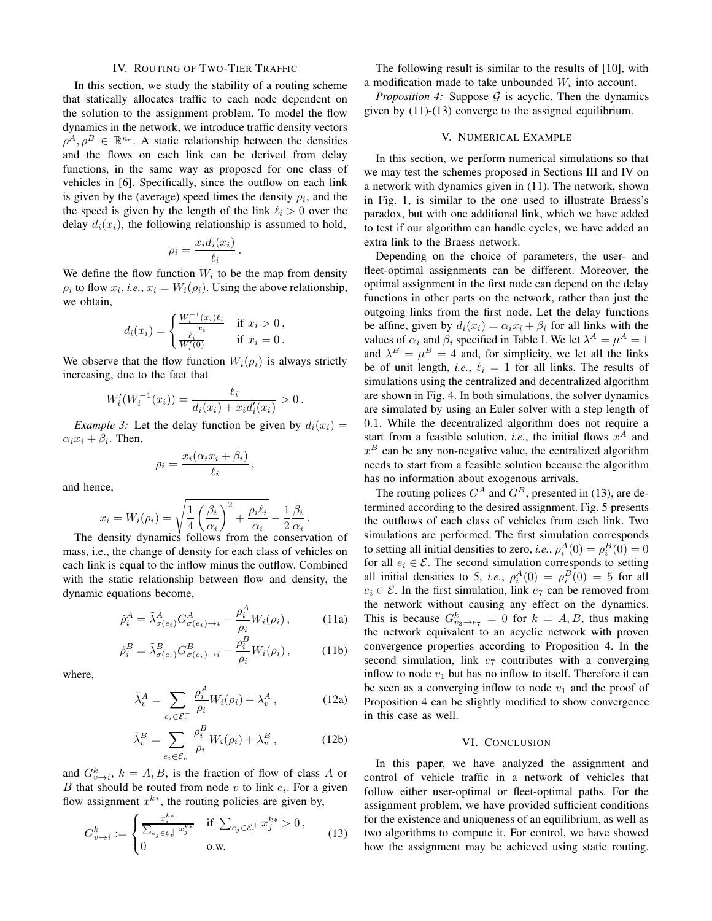## IV. Routing of Two-Tier Traffic

In this section, we study the stability of a routing scheme that statically allocates traffic to each node dependent on the solution to the assignment problem. To model the flow dynamics in the network, we introduce traffic density vectors $\rho^A, \rho^B \in \mathbb{R}^{n_e}$. A static relationship between the densities and the flows on each link can be derived from delay functions, in the same way as proposed for one class of vehicles in [6]. Specifically, since the outflow on each link is given by the (average) speed times the density $\rho_i$, and the speed is given by the length of the link $\ell_i > 0$ over the delay $d_i(x_i)$, the following relationship is assumed to hold,

$$\rho_i = \frac{x_i d_i(x_i)}{\ell_i}\,.$$

We define the flow function $W_i$ to be the map from density $\rho_i$ to flow $x_i$, *i.e.*, $x_i = W_i(\rho_i)$. Using the above relationship, we obtain,

$$d_i(x_i) = \begin{cases} \frac{W_i^{-1}(x_i)\ell_i}{x_i} & \text{if } x_i > 0\,, \\ \frac{\ell_i}{W_i'(0)} & \text{if } x_i = 0\,. \end{cases}$$

We observe that the flow function $W_i(\rho_i)$ is always strictly increasing, due to the fact that

$$W_i'(W_i^{-1}(x_i)) = \frac{\ell_i}{d_i(x_i) + x_i d_i'(x_i)} > 0\,.$$

*Example 3:* Let the delay function be given by $d_i(x_i) = \alpha_i x_i + \beta_i$. Then,

$$\rho_i = \frac{x_i(\alpha_i x_i + \beta_i)}{\ell_i}\,,$$

and hence,

$$x_i = W_i(\rho_i) = \sqrt{\frac{1}{4}\left(\frac{\beta_i}{\alpha_i}\right)^2 + \frac{\rho_i \ell_i}{\alpha_i}} - \frac{1}{2}\frac{\beta_i}{\alpha_i}\,.$$

The density dynamics follows from the conservation of mass, i.e., the change of density for each class of vehicles on each link is equal to the inflow minus the outflow. Combined with the static relationship between flow and density, the dynamic equations become,

$$\dot{\rho}_i^A = \tilde{\lambda}^A_{\sigma(e_i)} G^A_{\sigma(e_i)\to i} - \frac{\rho_i^A}{\rho_i} W_i(\rho_i)\,, \tag{11a}$$

$$\dot{\rho}_i^B = \tilde{\lambda}^B_{\sigma(e_i)} G^B_{\sigma(e_i)\to i} - \frac{\rho_i^B}{\rho_i} W_i(\rho_i)\,, \tag{11b}$$

where,

$$\tilde{\lambda}_v^A = \sum_{e_i \in \mathcal{E}_v^-} \frac{\rho_i^A}{\rho_i} W_i(\rho_i) + \lambda_v^A\,, \tag{12a}$$

$$\tilde{\lambda}_v^B = \sum_{e_i \in \mathcal{E}_v^-} \frac{\rho_i^B}{\rho_i} W_i(\rho_i) + \lambda_v^B\,, \tag{12b}$$

and $G^k_{v\to i}$, $k = A, B$, is the fraction of flow of class $A$ or $B$ that should be routed from node $v$ to link $e_i$. For a given flow assignment $x^{k*}$, the routing policies are given by,

$$G^k_{v\to i} := \begin{cases} \frac{x_i^{k*}}{\sum_{e_j \in \mathcal{E}_v^+} x_j^{k*}} & \text{if } \sum_{e_j \in \mathcal{E}_v^+} x_j^{k*} > 0\,, \\ 0 & \text{o.w.} \end{cases} \tag{13}$$

The following result is similar to the results of [10], with a modification made to take unbounded $W_i$ into account.

*Proposition 4:* Suppose $\mathcal{G}$ is acyclic. Then the dynamics given by (11)-(13) converge to the assigned equilibrium.

## V. Numerical Example

In this section, we perform numerical simulations so that we may test the schemes proposed in Sections III and IV on a network with dynamics given in (11). The network, shown in Fig. 1, is similar to the one used to illustrate Braess's paradox, but with one additional link, which we have added to test if our algorithm can handle cycles, we have added an extra link to the Braess network.

Depending on the choice of parameters, the user- and fleet-optimal assignments can be different. Moreover, the optimal assignment in the first node can depend on the delay functions in other parts on the network, rather than just the outgoing links from the first node. Let the delay functions be affine, given by $d_i(x_i) = \alpha_i x_i + \beta_i$ for all links with the values of $\alpha_i$ and $\beta_i$ specified in Table I. We let $\lambda^A = \mu^A = 1$ and $\lambda^B = \mu^B = 4$ and, for simplicity, we let all the links be of unit length, *i.e.*, $\ell_i = 1$ for all links. The results of simulations using the centralized and decentralized algorithm are shown in Fig. 4. In both simulations, the solver dynamics are simulated by using an Euler solver with a step length of 0.1. While the decentralized algorithm does not require a start from a feasible solution, *i.e.*, the initial flows $x^A$ and $x^B$ can be any non-negative value, the centralized algorithm needs to start from a feasible solution because the algorithm has no information about exogenous arrivals.

The routing polices $G^A$ and $G^B$, presented in (13), are determined according to the desired assignment. Fig. 5 presents the outflows of each class of vehicles from each link. Two simulations are performed. The first simulation corresponds to setting all initial densities to zero, *i.e.*, $\rho_i^A(0) = \rho_i^B(0) = 0$ for all $e_i \in \mathcal{E}$. The second simulation corresponds to setting all initial densities to 5, *i.e.*, $\rho_i^A(0) = \rho_i^B(0) = 5$ for all $e_i \in \mathcal{E}$. In the first simulation, link $e_7$ can be removed from the network without causing any effect on the dynamics. This is because $G^k_{v_3\to e_7} = 0$ for $k = A, B$, thus making the network equivalent to an acyclic network with proven convergence properties according to Proposition 4. In the second simulation, link $e_7$ contributes with a converging inflow to node $v_1$ but has no inflow to itself. Therefore it can be seen as a converging inflow to node $v_1$ and the proof of Proposition 4 can be slightly modified to show convergence in this case as well.

## VI. Conclusion

In this paper, we have analyzed the assignment and control of vehicle traffic in a network of vehicles that follow either user-optimal or fleet-optimal paths. For the assignment problem, we have provided sufficient conditions for the existence and uniqueness of an equilibrium, as well as two algorithms to compute it. For control, we have showed how the assignment may be achieved using static routing.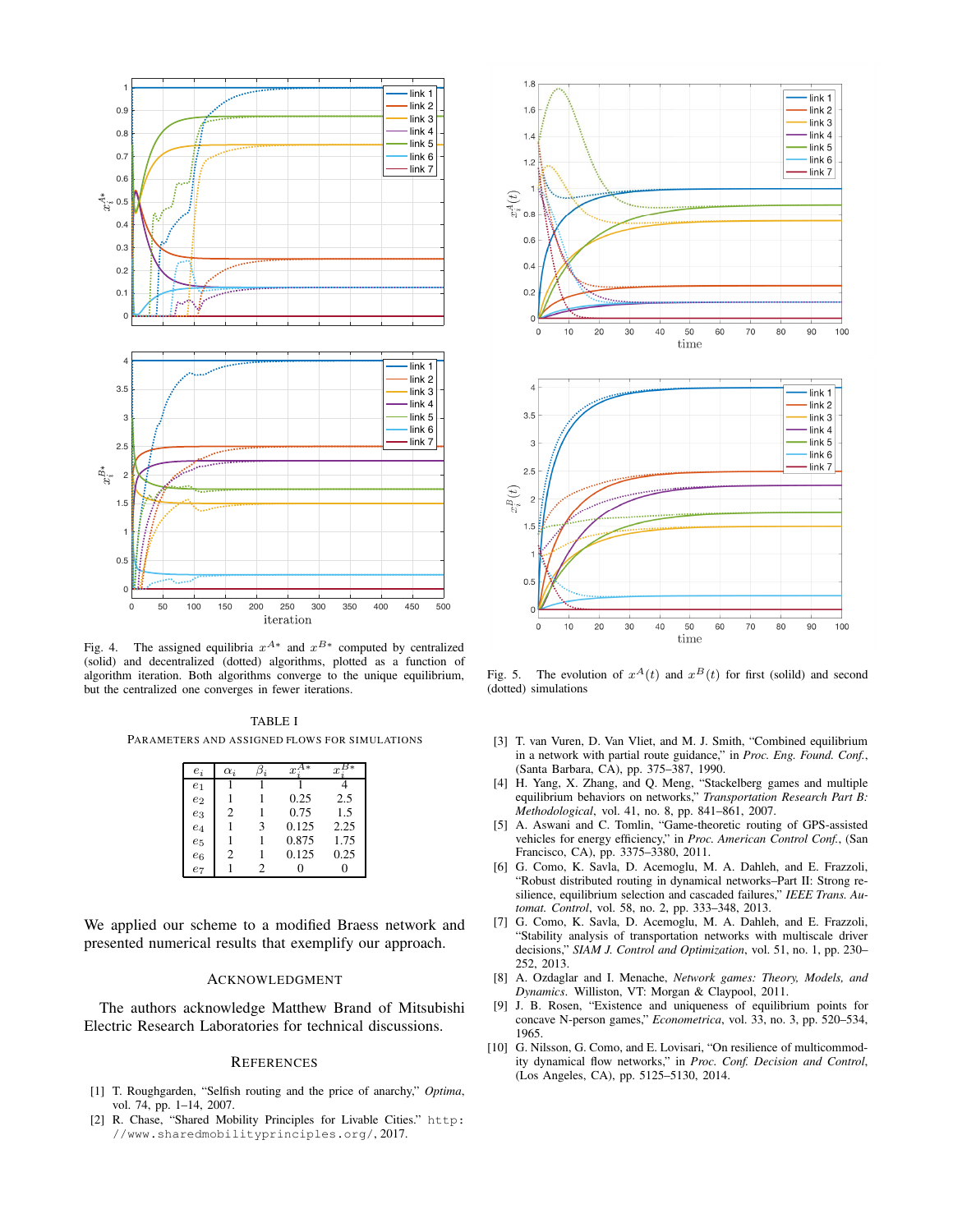1
0.9
0.8
0.7
0.6
0.5
0.4
0.3
0.2
0.1
0

$x_i^{A*}$

link 1
link 2
link 3
link 4
link 5
link 6
link 7

4
3.5
3
2.5
2
1.5
1
0.5
0

$x_i^{B*}$

0 50 100 150 200 250 300 350 400 450 500
iteration

link 1
link 2
link 3
link 4
link 5
link 6
link 7

Fig. 4. The assigned equilibria $x^{A*}$ and $x^{B*}$ computed by centralized (solid) and decentralized (dotted) algorithms, plotted as a function of algorithm iteration. Both algorithms converge to the unique equilibrium, but the centralized one converges in fewer iterations.

1.8
1.6
1.4
1.2
1
0.8
0.6
0.4
0.2
0

$x_i^A(t)$

0 10 20 30 40 50 60 70 80 90 100
time

link 1
link 2
link 3
link 4
link 5
link 6
link 7

4
3.5
3
2.5
2
1.5
1
0.5
0

$x_i^B(t)$

0 10 20 30 40 50 60 70 80 90 100
time

link 1
link 2
link 3
link 4
link 5
link 6
link 7

Fig. 5. The evolution of $x^A(t)$ and $x^B(t)$ for first (solild) and second (dotted) simulations

TABLE I

PARAMETERS AND ASSIGNED FLOWS FOR SIMULATIONS

| $e_i$ | $\alpha_i$ | $\beta_i$ | $x_i^{A*}$ | $x_i^{B*}$ |
|---|---|---|---|---|
| $e_1$ | 1 | 1 | 1 | 4 |
| $e_2$ | 1 | 1 | 0.25 | 2.5 |
| $e_3$ | 2 | 1 | 0.75 | 1.5 |
| $e_4$ | 1 | 3 | 0.125 | 2.25 |
| $e_5$ | 1 | 1 | 0.875 | 1.75 |
| $e_6$ | 2 | 1 | 0.125 | 0.25 |
| $e_7$ | 1 | 2 | 0 | 0 |

We applied our scheme to a modified Braess network and presented numerical results that exemplify our approach.

## ACKNOWLEDGMENT

The authors acknowledge Matthew Brand of Mitsubishi Electric Research Laboratories for technical discussions.

## REFERENCES

[1] T. Roughgarden, "Selfish routing and the price of anarchy," *Optima*, vol. 74, pp. 1–14, 2007.

[2] R. Chase, "Shared Mobility Principles for Livable Cities." `http://www.sharedmobilityprinciples.org/`, 2017.

[3] T. van Vuren, D. Van Vliet, and M. J. Smith, "Combined equilibrium in a network with partial route guidance," in *Proc. Eng. Found. Conf.*, (Santa Barbara, CA), pp. 375–387, 1990.

[4] H. Yang, X. Zhang, and Q. Meng, "Stackelberg games and multiple equilibrium behaviors on networks," *Transportation Research Part B: Methodological*, vol. 41, no. 8, pp. 841–861, 2007.

[5] A. Aswani and C. Tomlin, "Game-theoretic routing of GPS-assisted vehicles for energy efficiency," in *Proc. American Control Conf.*, (San Francisco, CA), pp. 3375–3380, 2011.

[6] G. Como, K. Savla, D. Acemoglu, M. A. Dahleh, and E. Frazzoli, "Robust distributed routing in dynamical networks–Part II: Strong resilience, equilibrium selection and cascaded failures," *IEEE Trans. Automat. Control*, vol. 58, no. 2, pp. 333–348, 2013.

[7] G. Como, K. Savla, D. Acemoglu, M. A. Dahleh, and E. Frazzoli, "Stability analysis of transportation networks with multiscale driver decisions," *SIAM J. Control and Optimization*, vol. 51, no. 1, pp. 230–252, 2013.

[8] A. Ozdaglar and I. Menache, *Network games: Theory, Models, and Dynamics*. Williston, VT: Morgan & Claypool, 2011.

[9] J. B. Rosen, "Existence and uniqueness of equilibrium points for concave N-person games," *Econometrica*, vol. 33, no. 3, pp. 520–534, 1965.

[10] G. Nilsson, G. Como, and E. Lovisari, "On resilience of multicommodity dynamical flow networks," in *Proc. Conf. Decision and Control*, (Los Angeles, CA), pp. 5125–5130, 2014.